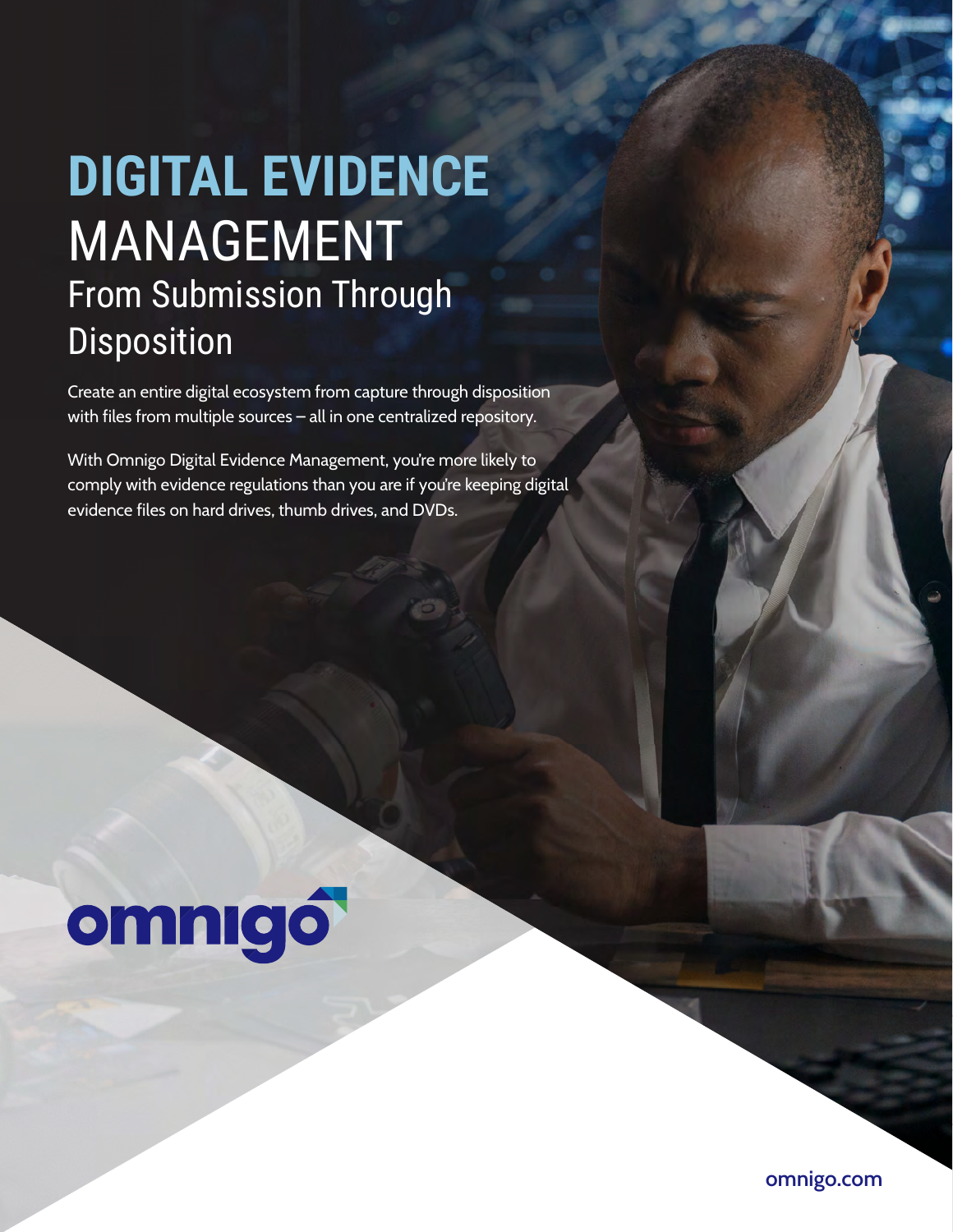# DIGITAL EVIDENCE MANAGEMENT

## From Submission Through Disposition

Create an entire digital ecosystem from capture through disposition with files from multiple sources – all in one centralized repository.

With Omnigo Digital Evidence Management, you're more likely to comply with evidence regulations than you are if you're keeping digital evidence files on hard drives, thumb drives, and DVDs.

omnigo

omnigo.com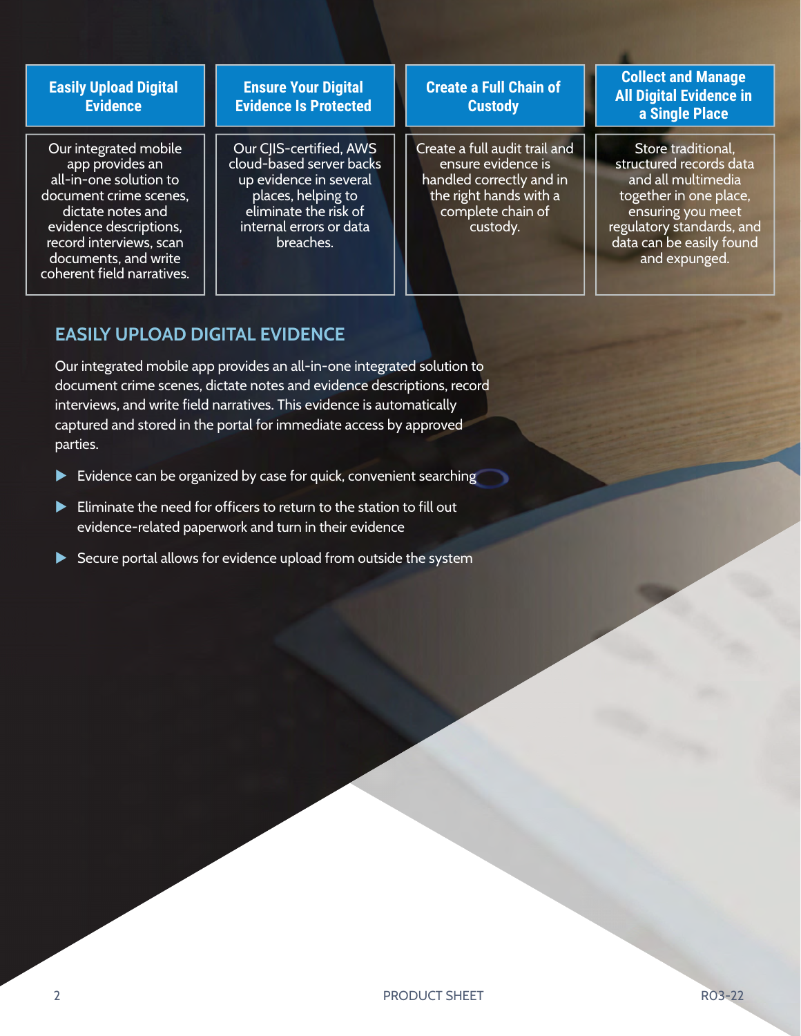| Easily Upload Digital Evidence | Ensure Your Digital Evidence Is Protected | Create a Full Chain of Custody | Collect and Manage All Digital Evidence in a Single Place |
| --- | --- | --- | --- |
| Our integrated mobile app provides an all-in-one solution to document crime scenes, dictate notes and evidence descriptions, record interviews, scan documents, and write coherent field narratives. | Our CJIS-certified, AWS cloud-based server backs up evidence in several places, helping to eliminate the risk of internal errors or data breaches. | Create a full audit trail and ensure evidence is handled correctly and in the right hands with a complete chain of custody. | Store traditional, structured records data and all multimedia together in one place, ensuring you meet regulatory standards, and data can be easily found and expunged. |

## EASILY UPLOAD DIGITAL EVIDENCE

Our integrated mobile app provides an all-in-one integrated solution to document crime scenes, dictate notes and evidence descriptions, record interviews, and write field narratives. This evidence is automatically captured and stored in the portal for immediate access by approved parties.

- Evidence can be organized by case for quick, convenient searching
- Eliminate the need for officers to return to the station to fill out evidence-related paperwork and turn in their evidence
- Secure portal allows for evidence upload from outside the system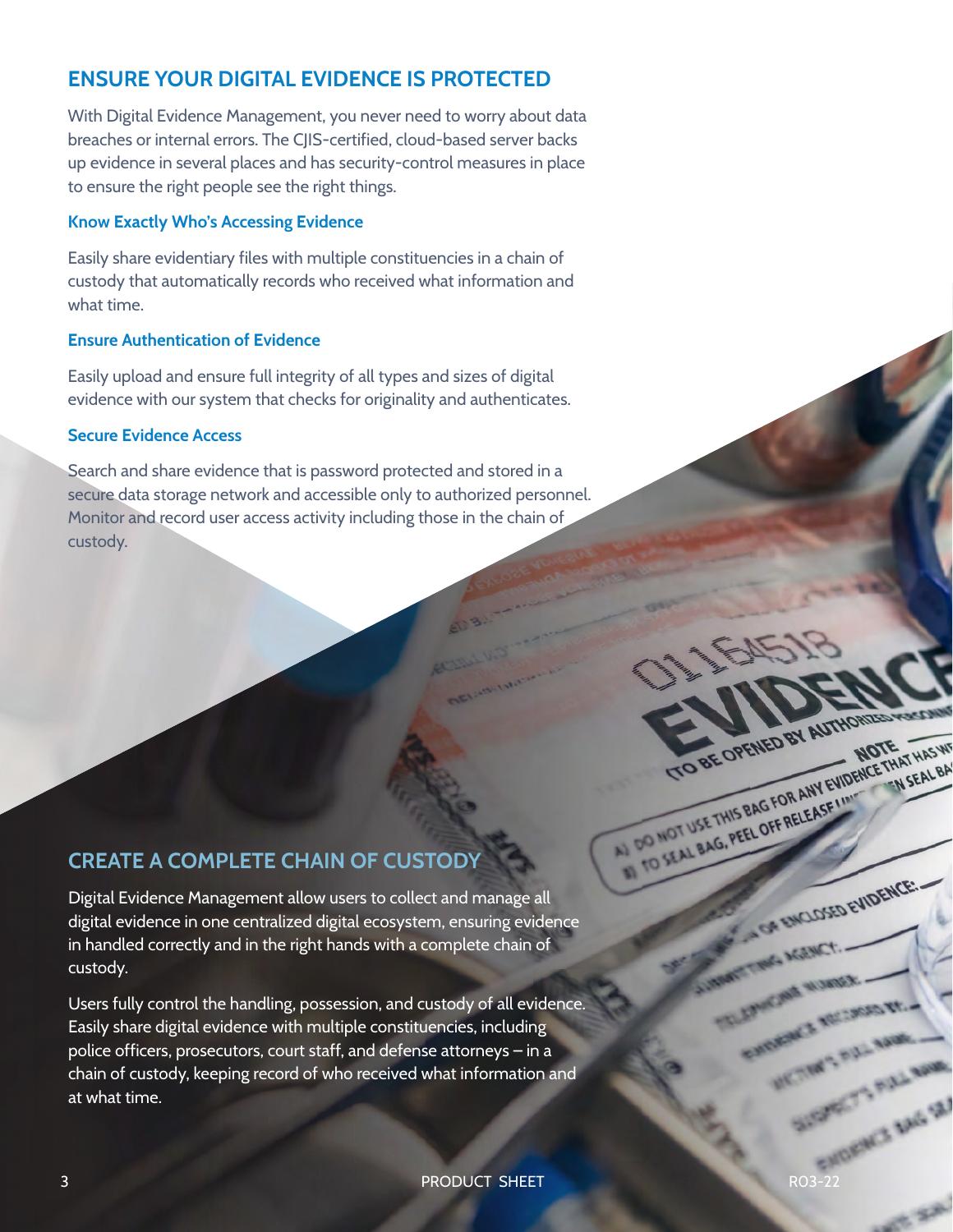## ENSURE YOUR DIGITAL EVIDENCE IS PROTECTED

With Digital Evidence Management, you never need to worry about data breaches or internal errors. The CJIS-certified, cloud-based server backs up evidence in several places and has security-control measures in place to ensure the right people see the right things.

### Know Exactly Who's Accessing Evidence

Easily share evidentiary files with multiple constituencies in a chain of custody that automatically records who received what information and what time.

### Ensure Authentication of Evidence

Easily upload and ensure full integrity of all types and sizes of digital evidence with our system that checks for originality and authenticates.

### Secure Evidence Access

Search and share evidence that is password protected and stored in a secure data storage network and accessible only to authorized personnel. Monitor and record user access activity including those in the chain of custody.

## CREATE A COMPLETE CHAIN OF CUSTODY

Digital Evidence Management allow users to collect and manage all digital evidence in one centralized digital ecosystem, ensuring evidence in handled correctly and in the right hands with a complete chain of custody.

Users fully control the handling, possession, and custody of all evidence. Easily share digital evidence with multiple constituencies, including police officers, prosecutors, court staff, and defense attorneys – in a chain of custody, keeping record of who received what information and at what time.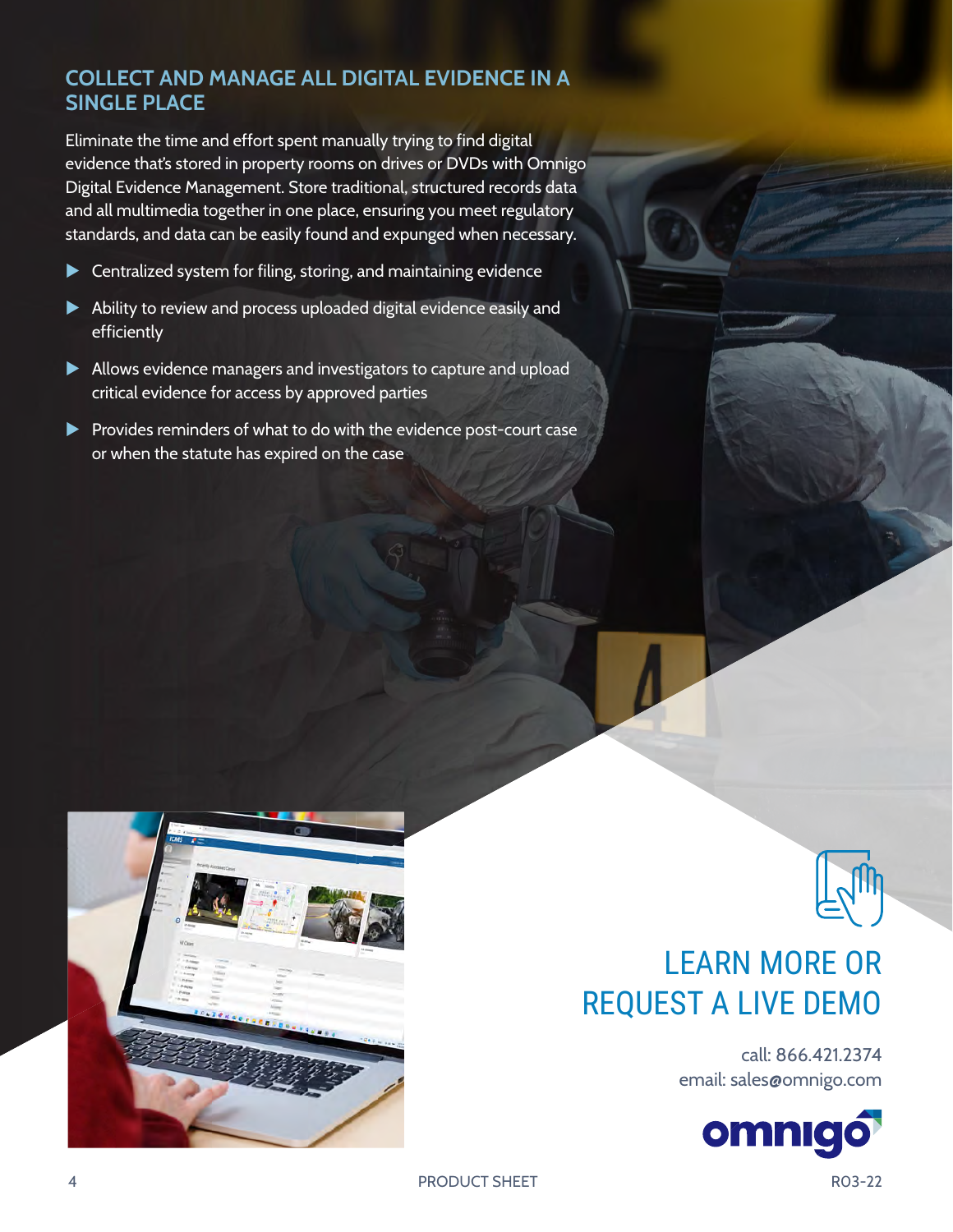## COLLECT AND MANAGE ALL DIGITAL EVIDENCE IN A SINGLE PLACE

Eliminate the time and effort spent manually trying to find digital evidence that's stored in property rooms on drives or DVDs with Omnigo Digital Evidence Management. Store traditional, structured records data and all multimedia together in one place, ensuring you meet regulatory standards, and data can be easily found and expunged when necessary.

- Centralized system for filing, storing, and maintaining evidence
- Ability to review and process uploaded digital evidence easily and efficiently
- Allows evidence managers and investigators to capture and upload critical evidence for access by approved parties
- Provides reminders of what to do with the evidence post-court case or when the statute has expired on the case

## LEARN MORE OR REQUEST A LIVE DEMO

call: 866.421.2374
email: sales@omnigo.com

omnigo

PRODUCT SHEET

RO3-22